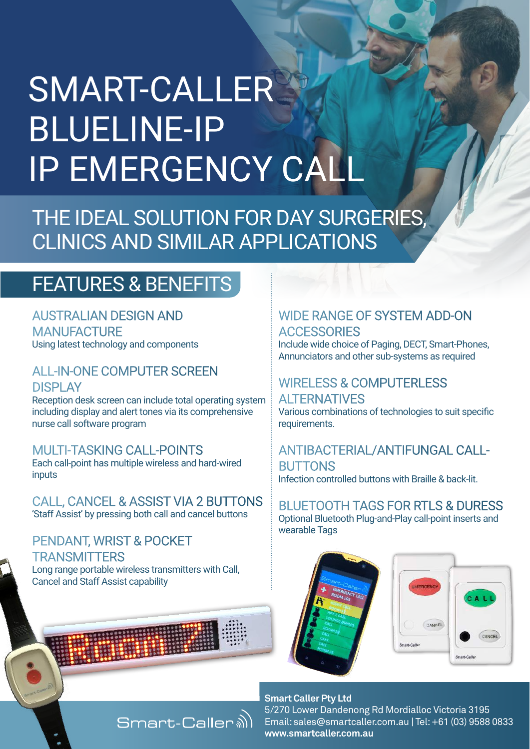# SMART-CALLER BLUELINE-IP IP EMERGENCY CALL

## THE IDEAL SOLUTION FOR DAY SURGERIES, CLINICS AND SIMILAR APPLICATIONS

## FEATURES & BENEFITS

### AUSTRALIAN DESIGN AND MANUFACTURE

Using latest technology and components

### ALL-IN-ONE COMPUTER SCREEN DISPLAY

Reception desk screen can include total operating system including display and alert tones via its comprehensive nurse call software program

### MULTI-TASKING CALL-POINTS

Each call-point has multiple wireless and hard-wired inputs

### CALL, CANCEL & ASSIST VIA 2 BUTTONS

'Staff Assist' by pressing both call and cancel buttons

### PENDANT, WRIST & POCKET TRANSMITTERS

Long range portable wireless transmitters with Call, Cancel and Staff Assist capability

### WIDE RANGE OF SYSTEM ADD-ON ACCESSORIES

Include wide choice of Paging, DECT, Smart-Phones, Annunciators and other sub-systems as required

### WIRELESS & COMPUTERLESS ALTERNATIVES

Various combinations of technologies to suit specific requirements.

### ANTIBACTERIAL/ANTIFUNGAL CALL-BUTTONS

Infection controlled buttons with Braille & back-lit.

### BLUETOOTH TAGS FOR RTLS & DURESS

Optional Bluetooth Plug-and-Play call-point inserts and wearable Tags

Smart-Caller

**Smart Caller Pty Ltd**
5/270 Lower Dandenong Rd Mordialloc Victoria 3195
Email: sales@smartcaller.com.au | Tel: +61 (03) 9588 0833
**www.smartcaller.com.au**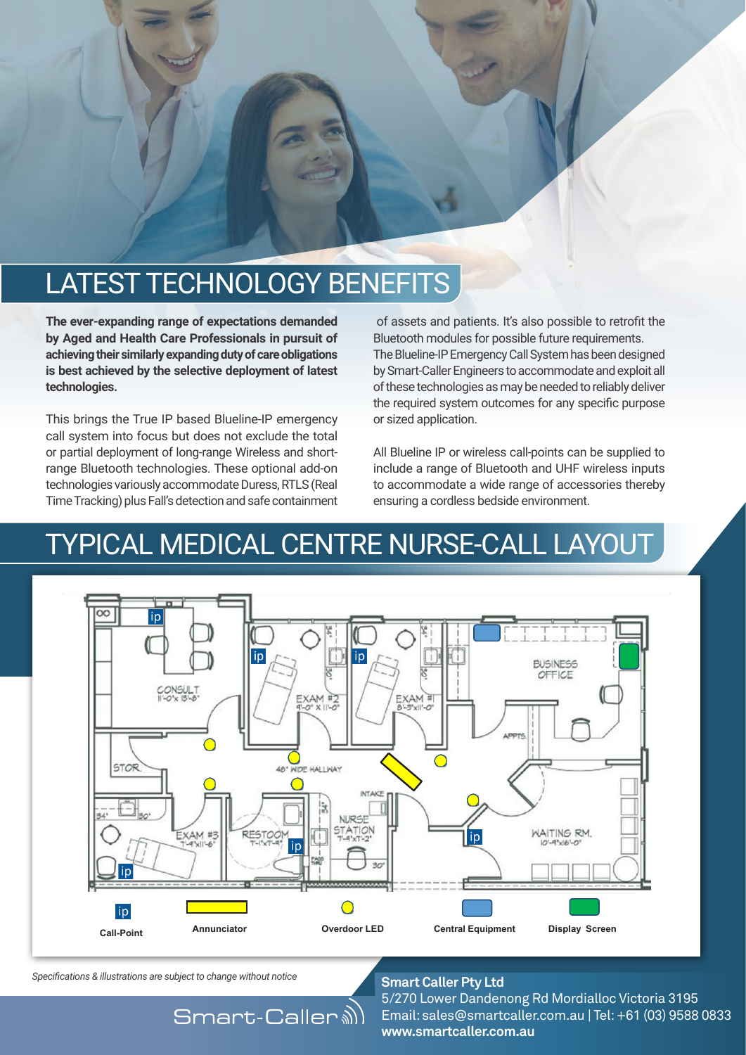# LATEST TECHNOLOGY BENEFITS

**The ever-expanding range of expectations demanded by Aged and Health Care Professionals in pursuit of achieving their similarly expanding duty of care obligations is best achieved by the selective deployment of latest technologies.**

This brings the True IP based Blueline-IP emergency call system into focus but does not exclude the total or partial deployment of long-range Wireless and short-range Bluetooth technologies. These optional add-on technologies variously accommodate Duress, RTLS (Real Time Tracking) plus Fall's detection and safe containment of assets and patients. It's also possible to retrofit the Bluetooth modules for possible future requirements. The Blueline-IP Emergency Call System has been designed by Smart-Caller Engineers to accommodate and exploit all of these technologies as may be needed to reliably deliver the required system outcomes for any specific purpose or sized application.

All Blueline IP or wireless call-points can be supplied to include a range of Bluetooth and UHF wireless inputs to accommodate a wide range of accessories thereby ensuring a cordless bedside environment.

# TYPICAL MEDICAL CENTRE NURSE-CALL LAYOUT

CONSULT 11'-0"x 13'-6"
EXAM #2 9'-0" X 11'-0"
EXAM #1 8'-3"x11'-0"
BUSINESS OFFICE
APPTS.
STOR.
48" WIDE HALLWAY
INTAKE
NURSE STATION 7'-4"x7'-2"
EXAM #3 7'-4"x11'-6"
RESTOOM 7'-1"x7'-4"
WAITING RM. 10'-4"x16'-0"

ip Call-Point
Annunciator
Overdoor LED
Central Equipment
Display Screen

*Specifications & illustrations are subject to change without notice*

Smart-Caller

**Smart Caller Pty Ltd**
5/270 Lower Dandenong Rd Mordialloc Victoria 3195
Email: sales@smartcaller.com.au | Tel: +61 (03) 9588 0833
**www.smartcaller.com.au**